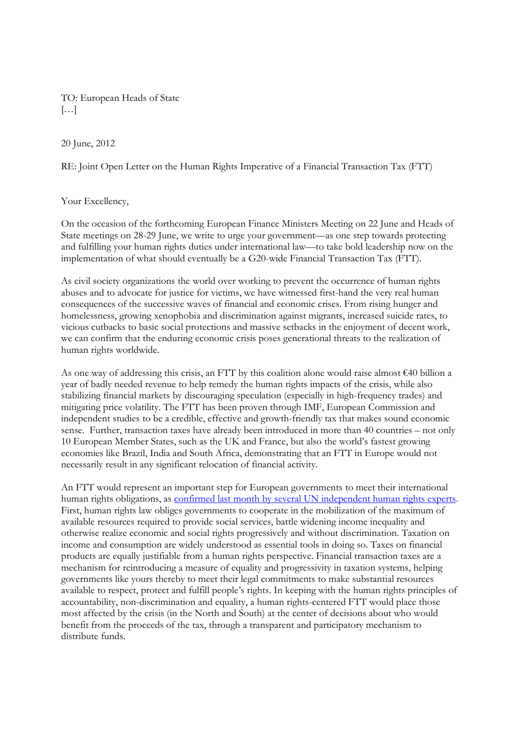TO: European Heads of State
[…]

20 June, 2012

RE: Joint Open Letter on the Human Rights Imperative of a Financial Transaction Tax (FTT)

Your Excellency,

On the occasion of the forthcoming European Finance Ministers Meeting on 22 June and Heads of State meetings on 28-29 June, we write to urge your government—as one step towards protecting and fulfilling your human rights duties under international law—to take bold leadership now on the implementation of what should eventually be a G20-wide Financial Transaction Tax (FTT).

As civil society organizations the world over working to prevent the occurrence of human rights abuses and to advocate for justice for victims, we have witnessed first-hand the very real human consequences of the successive waves of financial and economic crises. From rising hunger and homelessness, growing xenophobia and discrimination against migrants, increased suicide rates, to vicious cutbacks to basic social protections and massive setbacks in the enjoyment of decent work, we can confirm that the enduring economic crisis poses generational threats to the realization of human rights worldwide.

As one way of addressing this crisis, an FTT by this coalition alone would raise almost €40 billion a year of badly needed revenue to help remedy the human rights impacts of the crisis, while also stabilizing financial markets by discouraging speculation (especially in high-frequency trades) and mitigating price volatility. The FTT has been proven through IMF, European Commission and independent studies to be a credible, effective and growth-friendly tax that makes sound economic sense. Further, transaction taxes have already been introduced in more than 40 countries – not only 10 European Member States, such as the UK and France, but also the world's fastest growing economies like Brazil, India and South Africa, demonstrating that an FTT in Europe would not necessarily result in any significant relocation of financial activity.

An FTT would represent an important step for European governments to meet their international human rights obligations, as confirmed last month by several UN independent human rights experts. First, human rights law obliges governments to cooperate in the mobilization of the maximum of available resources required to provide social services, battle widening income inequality and otherwise realize economic and social rights progressively and without discrimination. Taxation on income and consumption are widely understood as essential tools in doing so. Taxes on financial products are equally justifiable from a human rights perspective. Financial transaction taxes are a mechanism for reintroducing a measure of equality and progressivity in taxation systems, helping governments like yours thereby to meet their legal commitments to make substantial resources available to respect, protect and fulfill people's rights. In keeping with the human rights principles of accountability, non-discrimination and equality, a human rights-centered FTT would place those most affected by the crisis (in the North and South) at the center of decisions about who would benefit from the proceeds of the tax, through a transparent and participatory mechanism to distribute funds.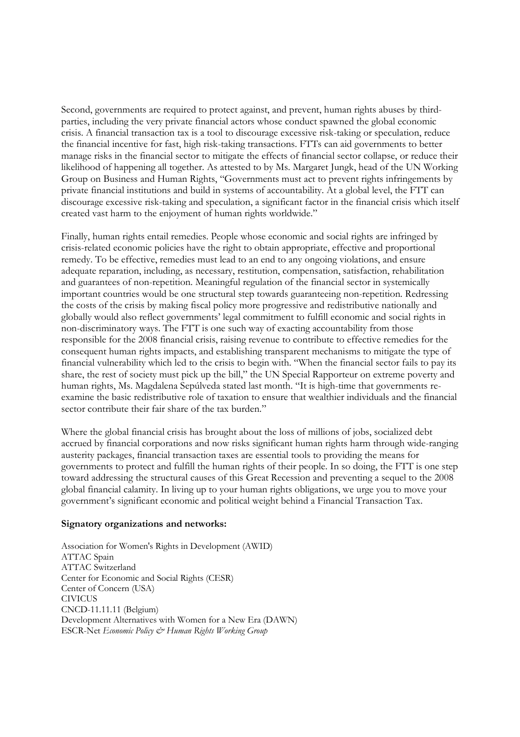Second, governments are required to protect against, and prevent, human rights abuses by third-parties, including the very private financial actors whose conduct spawned the global economic crisis. A financial transaction tax is a tool to discourage excessive risk-taking or speculation, reduce the financial incentive for fast, high risk-taking transactions. FTTs can aid governments to better manage risks in the financial sector to mitigate the effects of financial sector collapse, or reduce their likelihood of happening all together. As attested to by Ms. Margaret Jungk, head of the UN Working Group on Business and Human Rights, "Governments must act to prevent rights infringements by private financial institutions and build in systems of accountability. At a global level, the FTT can discourage excessive risk-taking and speculation, a significant factor in the financial crisis which itself created vast harm to the enjoyment of human rights worldwide."

Finally, human rights entail remedies. People whose economic and social rights are infringed by crisis-related economic policies have the right to obtain appropriate, effective and proportional remedy. To be effective, remedies must lead to an end to any ongoing violations, and ensure adequate reparation, including, as necessary, restitution, compensation, satisfaction, rehabilitation and guarantees of non-repetition. Meaningful regulation of the financial sector in systemically important countries would be one structural step towards guaranteeing non-repetition. Redressing the costs of the crisis by making fiscal policy more progressive and redistributive nationally and globally would also reflect governments' legal commitment to fulfill economic and social rights in non-discriminatory ways. The FTT is one such way of exacting accountability from those responsible for the 2008 financial crisis, raising revenue to contribute to effective remedies for the consequent human rights impacts, and establishing transparent mechanisms to mitigate the type of financial vulnerability which led to the crisis to begin with. "When the financial sector fails to pay its share, the rest of society must pick up the bill," the UN Special Rapporteur on extreme poverty and human rights, Ms. Magdalena Sepúlveda stated last month. "It is high-time that governments re-examine the basic redistributive role of taxation to ensure that wealthier individuals and the financial sector contribute their fair share of the tax burden."

Where the global financial crisis has brought about the loss of millions of jobs, socialized debt accrued by financial corporations and now risks significant human rights harm through wide-ranging austerity packages, financial transaction taxes are essential tools to providing the means for governments to protect and fulfill the human rights of their people. In so doing, the FTT is one step toward addressing the structural causes of this Great Recession and preventing a sequel to the 2008 global financial calamity. In living up to your human rights obligations, we urge you to move your government's significant economic and political weight behind a Financial Transaction Tax.

**Signatory organizations and networks:**

Association for Women's Rights in Development (AWID)
ATTAC Spain
ATTAC Switzerland
Center for Economic and Social Rights (CESR)
Center of Concern (USA)
CIVICUS
CNCD-11.11.11 (Belgium)
Development Alternatives with Women for a New Era (DAWN)
ESCR-Net *Economic Policy & Human Rights Working Group*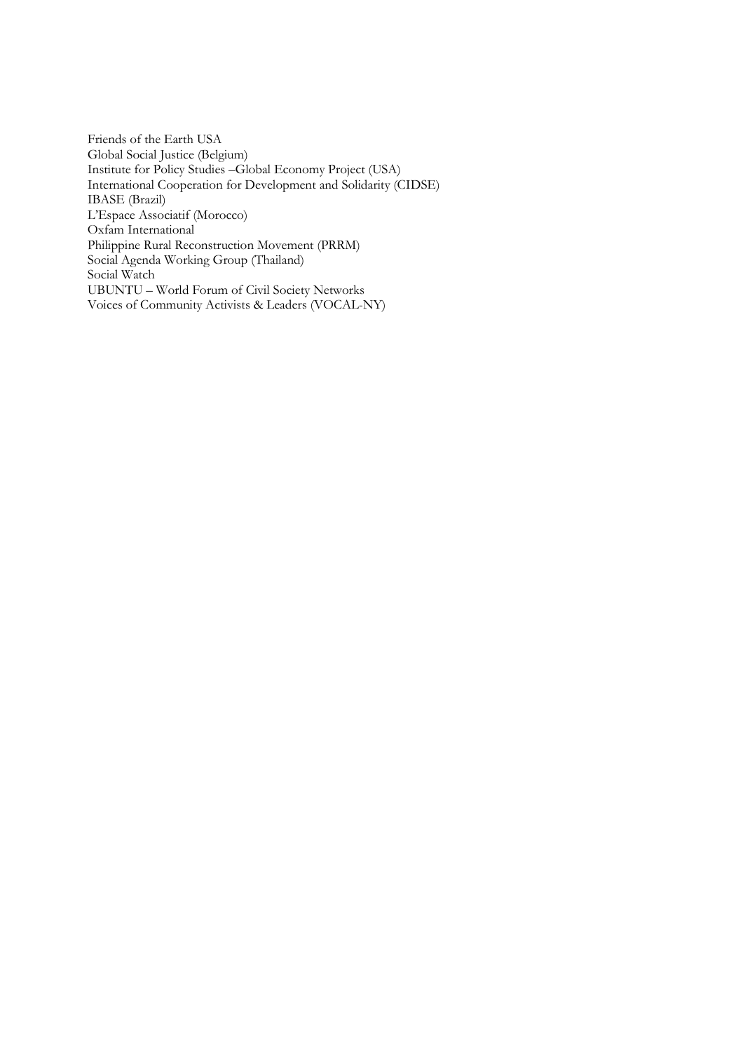Friends of the Earth USA
Global Social Justice (Belgium)
Institute for Policy Studies –Global Economy Project (USA)
International Cooperation for Development and Solidarity (CIDSE)
IBASE (Brazil)
L'Espace Associatif (Morocco)
Oxfam International
Philippine Rural Reconstruction Movement (PRRM)
Social Agenda Working Group (Thailand)
Social Watch
UBUNTU – World Forum of Civil Society Networks
Voices of Community Activists & Leaders (VOCAL-NY)